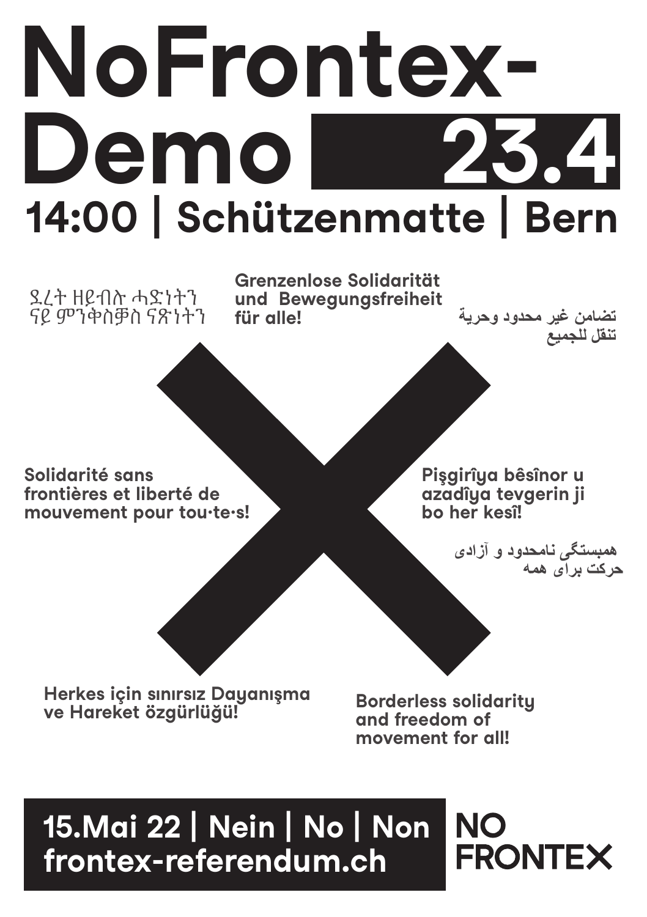# NoFrontex-Demo 23.4

## 14:00 | Schützenmatte | Bern

ደረት ዘይብሉ ሓድነትን
ናይ ምንቅስቓስ ናጽነትን

**Grenzenlose Solidarität und Bewegungsfreiheit für alle!**

**تضامن غير محدود وحرية
تنقل للجميع**

**Solidarité sans frontières et liberté de mouvement pour tou·te·s!**

**Pişgirîya bêsînor u azadîya tevgerin ji bo her kesî!**

**همبستگی نامحدود و آزادی
حرکت برای همه**

**Herkes için sınırsız Dayanışma ve Hareket özgürlüğü!**

**Borderless solidarity and freedom of movement for all!**

**15.Mai 22 | Nein | No | Non**
**frontex-referendum.ch**

**NO FRONTEX**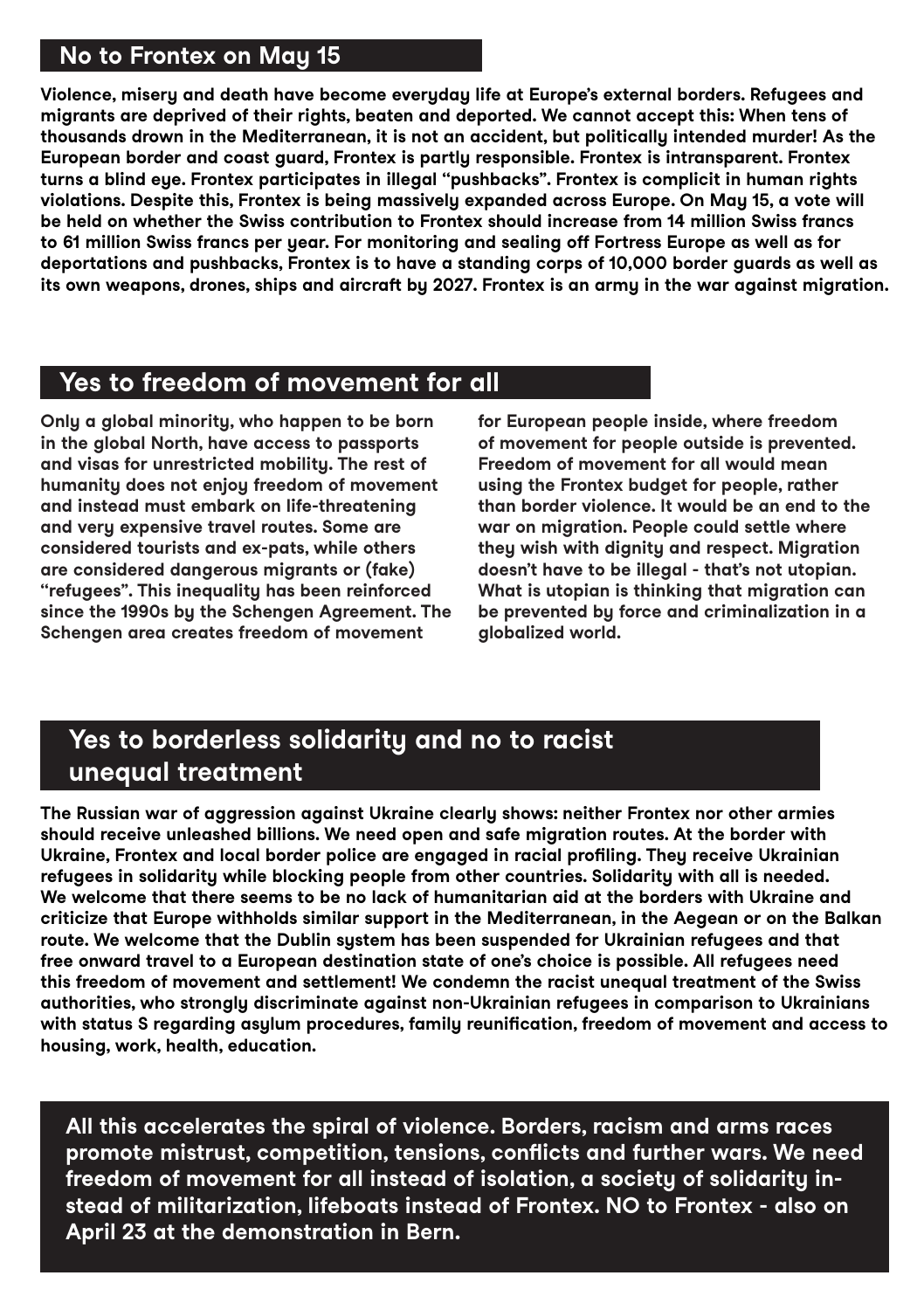## No to Frontex on May 15

**Violence, misery and death have become everyday life at Europe's external borders. Refugees and migrants are deprived of their rights, beaten and deported. We cannot accept this: When tens of thousands drown in the Mediterranean, it is not an accident, but politically intended murder! As the European border and coast guard, Frontex is partly responsible. Frontex is intransparent. Frontex turns a blind eye. Frontex participates in illegal "pushbacks". Frontex is complicit in human rights violations. Despite this, Frontex is being massively expanded across Europe. On May 15, a vote will be held on whether the Swiss contribution to Frontex should increase from 14 million Swiss francs to 61 million Swiss francs per year. For monitoring and sealing off Fortress Europe as well as for deportations and pushbacks, Frontex is to have a standing corps of 10,000 border guards as well as its own weapons, drones, ships and aircraft by 2027. Frontex is an army in the war against migration.**

## Yes to freedom of movement for all

**Only a global minority, who happen to be born in the global North, have access to passports and visas for unrestricted mobility. The rest of humanity does not enjoy freedom of movement and instead must embark on life-threatening and very expensive travel routes. Some are considered tourists and ex-pats, while others are considered dangerous migrants or (fake) "refugees". This inequality has been reinforced since the 1990s by the Schengen Agreement. The Schengen area creates freedom of movement for European people inside, where freedom of movement for people outside is prevented. Freedom of movement for all would mean using the Frontex budget for people, rather than border violence. It would be an end to the war on migration. People could settle where they wish with dignity and respect. Migration doesn't have to be illegal - that's not utopian. What is utopian is thinking that migration can be prevented by force and criminalization in a globalized world.**

## Yes to borderless solidarity and no to racist unequal treatment

**The Russian war of aggression against Ukraine clearly shows: neither Frontex nor other armies should receive unleashed billions. We need open and safe migration routes. At the border with Ukraine, Frontex and local border police are engaged in racial profiling. They receive Ukrainian refugees in solidarity while blocking people from other countries. Solidarity with all is needed. We welcome that there seems to be no lack of humanitarian aid at the borders with Ukraine and criticize that Europe withholds similar support in the Mediterranean, in the Aegean or on the Balkan route. We welcome that the Dublin system has been suspended for Ukrainian refugees and that free onward travel to a European destination state of one's choice is possible. All refugees need this freedom of movement and settlement! We condemn the racist unequal treatment of the Swiss authorities, who strongly discriminate against non-Ukrainian refugees in comparison to Ukrainians with status S regarding asylum procedures, family reunification, freedom of movement and access to housing, work, health, education.**

**All this accelerates the spiral of violence. Borders, racism and arms races promote mistrust, competition, tensions, conflicts and further wars. We need freedom of movement for all instead of isolation, a society of solidarity instead of militarization, lifeboats instead of Frontex. NO to Frontex - also on April 23 at the demonstration in Bern.**